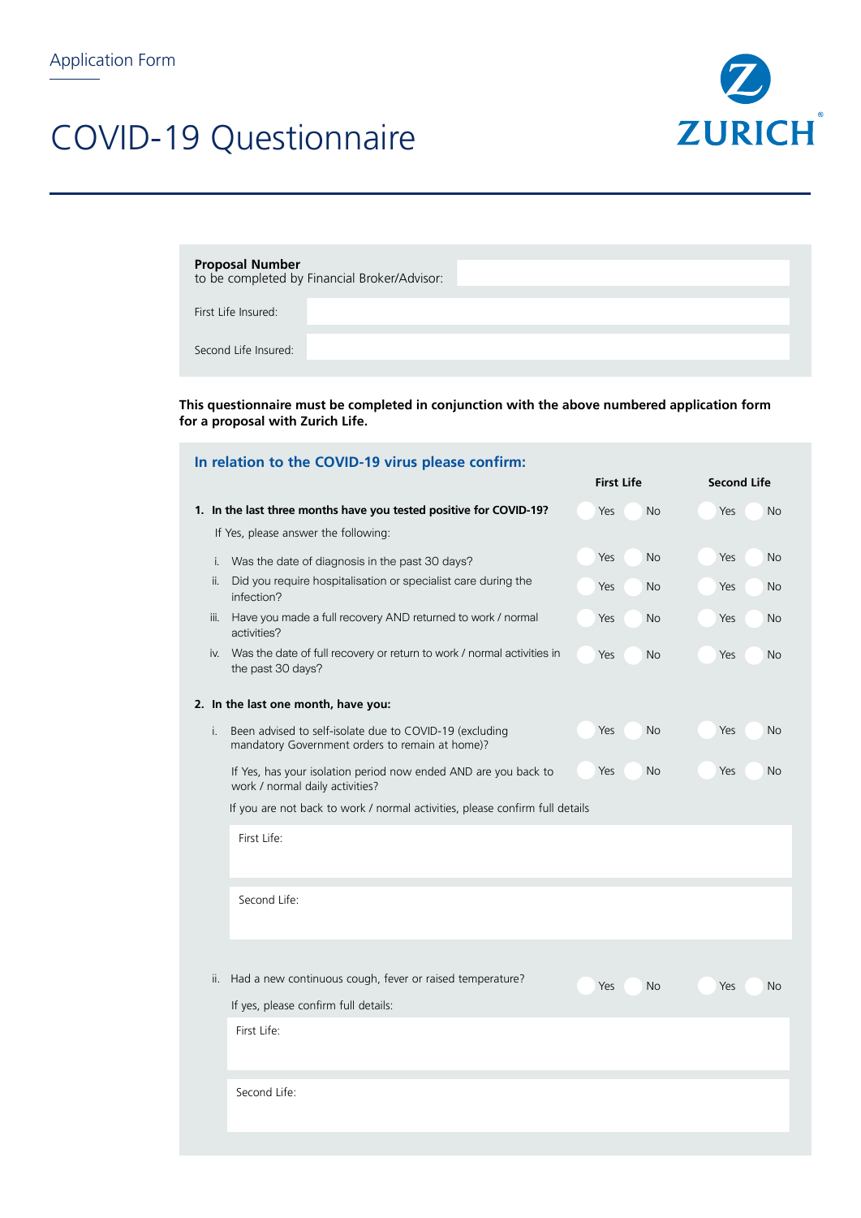Application Form

# COVID-19 Questionnaire

ZURICH

| | |
|---|---|
| **Proposal Number** to be completed by Financial Broker/Advisor: | |
| First Life Insured: | |
| Second Life Insured: | |

**This questionnaire must be completed in conjunction with the above numbered application form for a proposal with Zurich Life.**

## In relation to the COVID-19 virus please confirm:

| | First Life | Second Life |
|---|---|---|
| **1. In the last three months have you tested positive for COVID-19?** | Yes No | Yes No |
| If Yes, please answer the following: | | |
| i. Was the date of diagnosis in the past 30 days? | Yes No | Yes No |
| ii. Did you require hospitalisation or specialist care during the infection? | Yes No | Yes No |
| iii. Have you made a full recovery AND returned to work / normal activities? | Yes No | Yes No |
| iv. Was the date of full recovery or return to work / normal activities in the past 30 days? | Yes No | Yes No |
| **2. In the last one month, have you:** | | |
| i. Been advised to self-isolate due to COVID-19 (excluding mandatory Government orders to remain at home)? | Yes No | Yes No |
| If Yes, has your isolation period now ended AND are you back to work / normal daily activities? | Yes No | Yes No |

If you are not back to work / normal activities, please confirm full details

First Life:

Second Life:

| | First Life | Second Life |
|---|---|---|
| ii. Had a new continuous cough, fever or raised temperature? | Yes No | Yes No |

If yes, please confirm full details:

First Life:

Second Life: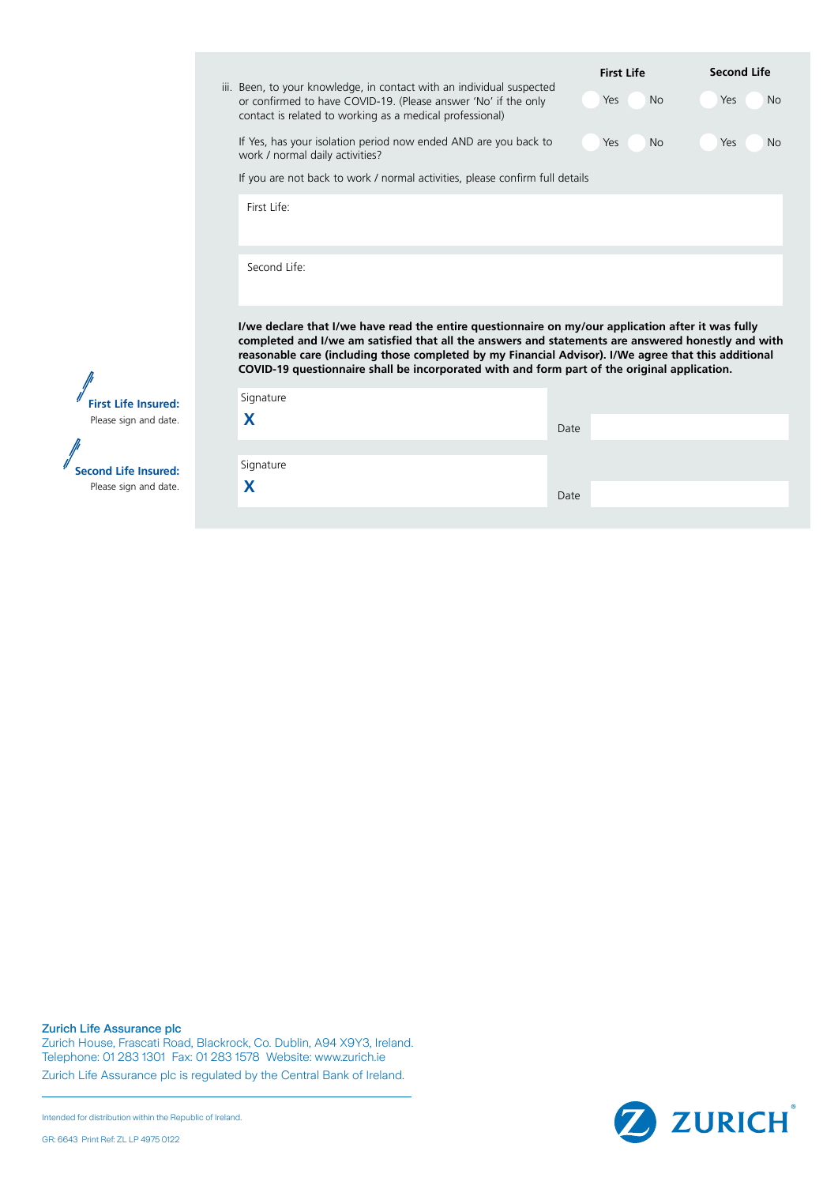| | First Life | | Second Life | |
|---|---|---|---|---|
| iii. Been, to your knowledge, in contact with an individual suspected or confirmed to have COVID-19. (Please answer 'No' if the only contact is related to working as a medical professional) | Yes | No | Yes | No |
| If Yes, has your isolation period now ended AND are you back to work / normal daily activities? | Yes | No | Yes | No |

If you are not back to work / normal activities, please confirm full details

First Life:

Second Life:

**I/we declare that I/we have read the entire questionnaire on my/our application after it was fully completed and I/we am satisfied that all the answers and statements are answered honestly and with reasonable care (including those completed by my Financial Advisor). I/We agree that this additional COVID-19 questionnaire shall be incorporated with and form part of the original application.**

**First Life Insured:**
Please sign and date.

Signature
**X**

Date

**Second Life Insured:**
Please sign and date.

Signature
**X**

Date

**Zurich Life Assurance plc**
Zurich House, Frascati Road, Blackrock, Co. Dublin, A94 X9Y3, Ireland.
Telephone: 01 283 1301 Fax: 01 283 1578 Website: www.zurich.ie
Zurich Life Assurance plc is regulated by the Central Bank of Ireland.

Intended for distribution within the Republic of Ireland.

GR: 6643 Print Ref: ZL LP 4975 0122

ZURICH